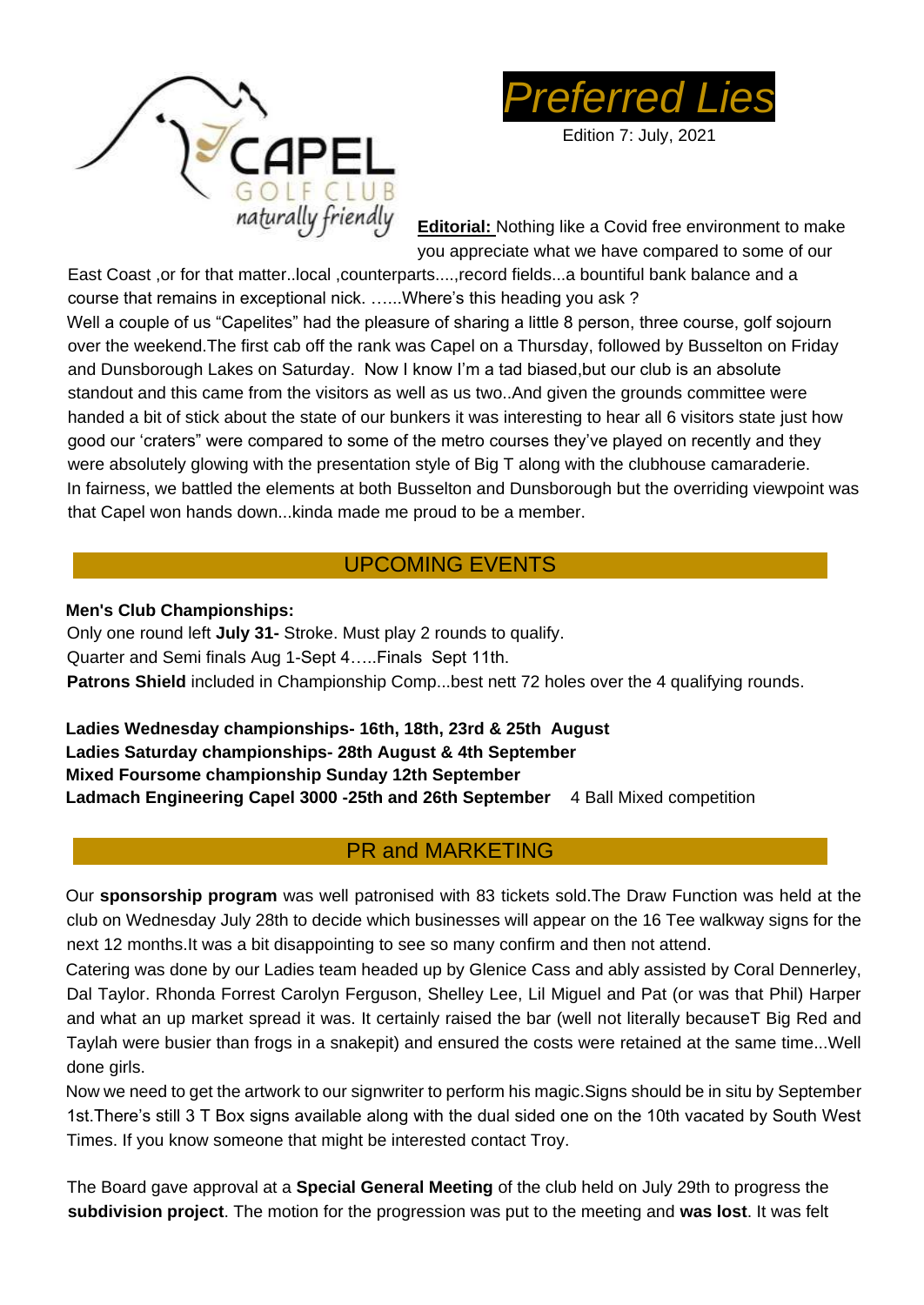CAPEL GOLF CLUB
*naturally friendly*

# *Preferred Lies*

Edition 7: July, 2021

**Editorial:** Nothing like a Covid free environment to make you appreciate what we have compared to some of our East Coast ,or for that matter..local ,counterparts....,record fields...a bountiful bank balance and a course that remains in exceptional nick. …...Where's this heading you ask ?

Well a couple of us "Capelites" had the pleasure of sharing a little 8 person, three course, golf sojourn over the weekend.The first cab off the rank was Capel on a Thursday, followed by Busselton on Friday and Dunsborough Lakes on Saturday. Now I know I'm a tad biased,but our club is an absolute standout and this came from the visitors as well as us two..And given the grounds committee were handed a bit of stick about the state of our bunkers it was interesting to hear all 6 visitors state just how good our 'craters" were compared to some of the metro courses they've played on recently and they were absolutely glowing with the presentation style of Big T along with the clubhouse camaraderie.

In fairness, we battled the elements at both Busselton and Dunsborough but the overriding viewpoint was that Capel won hands down...kinda made me proud to be a member.

## UPCOMING EVENTS

**Men's Club Championships:**

Only one round left **July 31-** Stroke. Must play 2 rounds to qualify.

Quarter and Semi finals Aug 1-Sept 4…..Finals Sept 11th.

**Patrons Shield** included in Championship Comp...best nett 72 holes over the 4 qualifying rounds.

**Ladies Wednesday championships- 16th, 18th, 23rd & 25th August**

**Ladies Saturday championships- 28th August & 4th September**

**Mixed Foursome championship Sunday 12th September**

**Ladmach Engineering Capel 3000 -25th and 26th September** 4 Ball Mixed competition

## PR and MARKETING

Our **sponsorship program** was well patronised with 83 tickets sold.The Draw Function was held at the club on Wednesday July 28th to decide which businesses will appear on the 16 Tee walkway signs for the next 12 months.It was a bit disappointing to see so many confirm and then not attend.

Catering was done by our Ladies team headed up by Glenice Cass and ably assisted by Coral Dennerley, Dal Taylor. Rhonda Forrest Carolyn Ferguson, Shelley Lee, Lil Miguel and Pat (or was that Phil) Harper and what an up market spread it was. It certainly raised the bar (well not literally becauseT Big Red and Taylah were busier than frogs in a snakepit) and ensured the costs were retained at the same time...Well done girls.

Now we need to get the artwork to our signwriter to perform his magic.Signs should be in situ by September 1st.There's still 3 T Box signs available along with the dual sided one on the 10th vacated by South West Times. If you know someone that might be interested contact Troy.

The Board gave approval at a **Special General Meeting** of the club held on July 29th to progress the **subdivision project**. The motion for the progression was put to the meeting and **was lost**. It was felt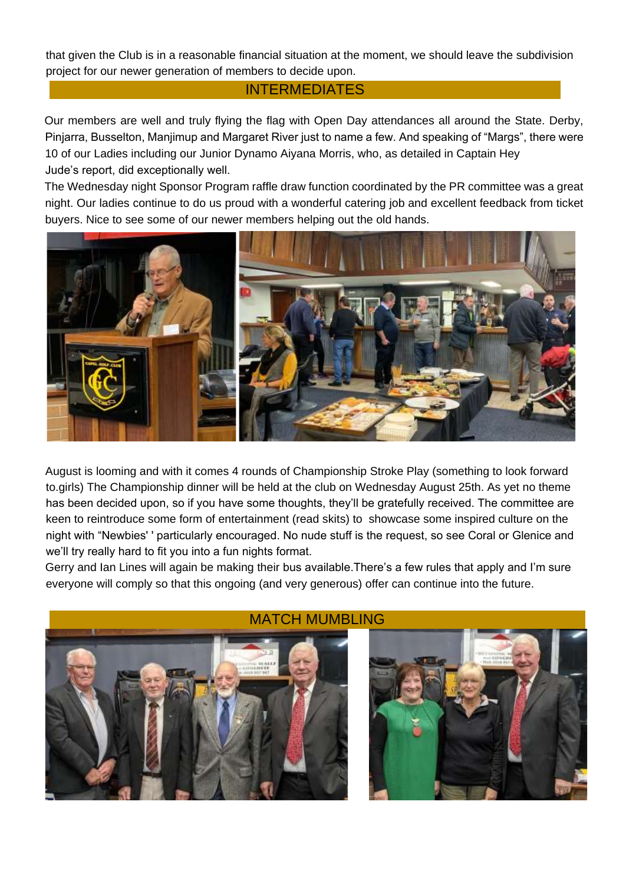that given the Club is in a reasonable financial situation at the moment, we should leave the subdivision project for our newer generation of members to decide upon.

## INTERMEDIATES

Our members are well and truly flying the flag with Open Day attendances all around the State. Derby, Pinjarra, Busselton, Manjimup and Margaret River just to name a few. And speaking of "Margs", there were 10 of our Ladies including our Junior Dynamo Aiyana Morris, who, as detailed in Captain Hey Jude's report, did exceptionally well.

The Wednesday night Sponsor Program raffle draw function coordinated by the PR committee was a great night. Our ladies continue to do us proud with a wonderful catering job and excellent feedback from ticket buyers. Nice to see some of our newer members helping out the old hands.

August is looming and with it comes 4 rounds of Championship Stroke Play (something to look forward to.girls) The Championship dinner will be held at the club on Wednesday August 25th. As yet no theme has been decided upon, so if you have some thoughts, they'll be gratefully received. The committee are keen to reintroduce some form of entertainment (read skits) to showcase some inspired culture on the night with "Newbies' ' particularly encouraged. No nude stuff is the request, so see Coral or Glenice and we'll try really hard to fit you into a fun nights format.

Gerry and Ian Lines will again be making their bus available.There's a few rules that apply and I'm sure everyone will comply so that this ongoing (and very generous) offer can continue into the future.

## MATCH MUMBLING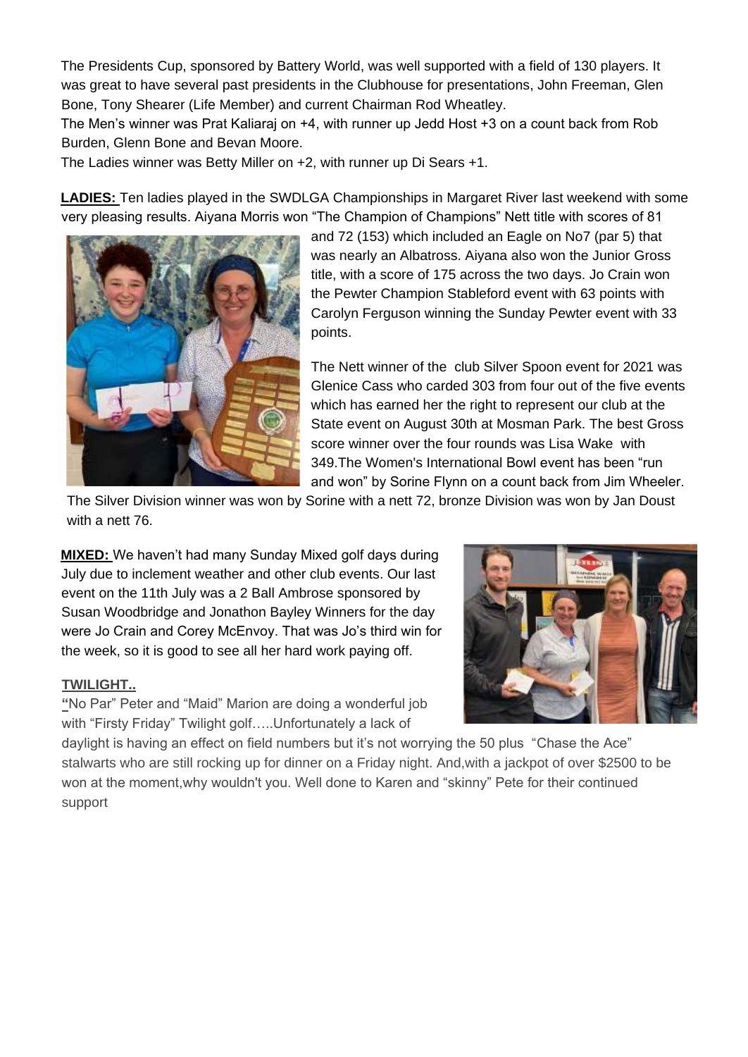The Presidents Cup, sponsored by Battery World, was well supported with a field of 130 players. It was great to have several past presidents in the Clubhouse for presentations, John Freeman, Glen Bone, Tony Shearer (Life Member) and current Chairman Rod Wheatley.

The Men's winner was Prat Kaliaraj on +4, with runner up Jedd Host +3 on a count back from Rob Burden, Glenn Bone and Bevan Moore.

The Ladies winner was Betty Miller on +2, with runner up Di Sears +1.

**LADIES:** Ten ladies played in the SWDLGA Championships in Margaret River last weekend with some very pleasing results. Aiyana Morris won "The Champion of Champions" Nett title with scores of 81 and 72 (153) which included an Eagle on No7 (par 5) that was nearly an Albatross. Aiyana also won the Junior Gross title, with a score of 175 across the two days. Jo Crain won the Pewter Champion Stableford event with 63 points with Carolyn Ferguson winning the Sunday Pewter event with 33 points.

The Nett winner of the club Silver Spoon event for 2021 was Glenice Cass who carded 303 from four out of the five events which has earned her the right to represent our club at the State event on August 30th at Mosman Park. The best Gross score winner over the four rounds was Lisa Wake with 349.The Women's International Bowl event has been "run and won" by Sorine Flynn on a count back from Jim Wheeler. The Silver Division winner was won by Sorine with a nett 72, bronze Division was won by Jan Doust with a nett 76.

**MIXED:** We haven't had many Sunday Mixed golf days during July due to inclement weather and other club events. Our last event on the 11th July was a 2 Ball Ambrose sponsored by Susan Woodbridge and Jonathon Bayley Winners for the day were Jo Crain and Corey McEnvoy. That was Jo's third win for the week, so it is good to see all her hard work paying off.

**TWILIGHT..**

"No Par" Peter and "Maid" Marion are doing a wonderful job with "Firsty Friday" Twilight golf…..Unfortunately a lack of daylight is having an effect on field numbers but it's not worrying the 50 plus "Chase the Ace" stalwarts who are still rocking up for dinner on a Friday night. And,with a jackpot of over $2500 to be won at the moment,why wouldn't you. Well done to Karen and "skinny" Pete for their continued support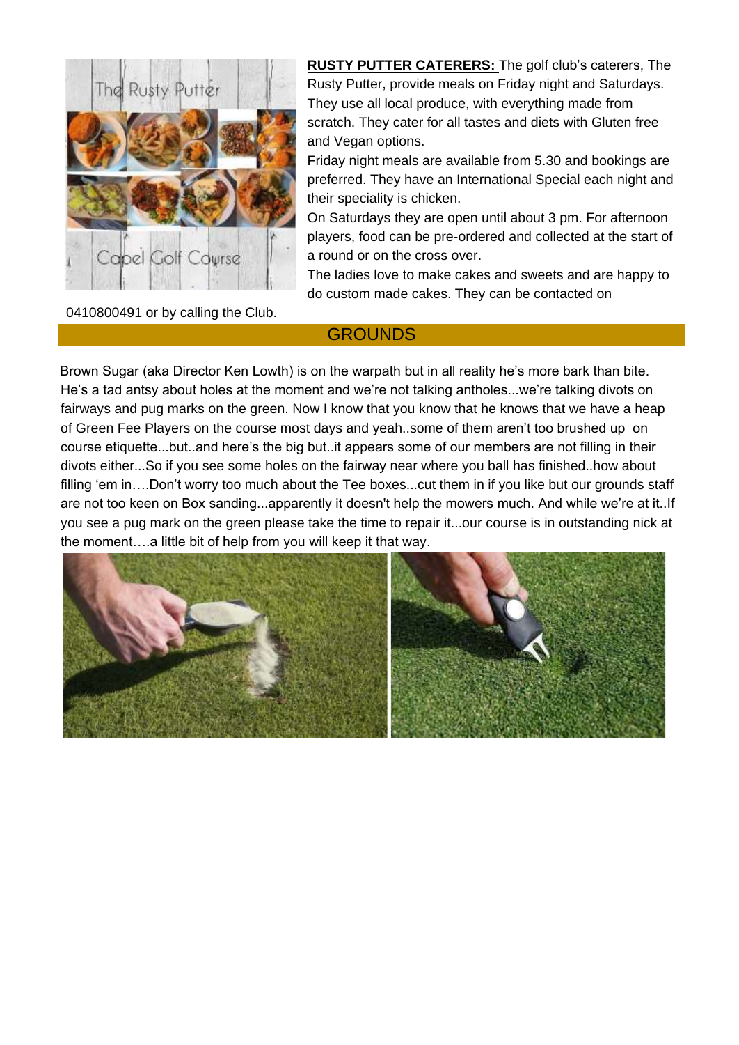**RUSTY PUTTER CATERERS:** The golf club's caterers, The Rusty Putter, provide meals on Friday night and Saturdays. They use all local produce, with everything made from scratch. They cater for all tastes and diets with Gluten free and Vegan options.

Friday night meals are available from 5.30 and bookings are preferred. They have an International Special each night and their speciality is chicken.

On Saturdays they are open until about 3 pm. For afternoon players, food can be pre-ordered and collected at the start of a round or on the cross over.

The ladies love to make cakes and sweets and are happy to do custom made cakes. They can be contacted on 0410800491 or by calling the Club.

## GROUNDS

Brown Sugar (aka Director Ken Lowth) is on the warpath but in all reality he's more bark than bite. He's a tad antsy about holes at the moment and we're not talking antholes...we're talking divots on fairways and pug marks on the green. Now I know that you know that he knows that we have a heap of Green Fee Players on the course most days and yeah..some of them aren't too brushed up on course etiquette...but..and here's the big but..it appears some of our members are not filling in their divots either...So if you see some holes on the fairway near where you ball has finished..how about filling 'em in….Don't worry too much about the Tee boxes...cut them in if you like but our grounds staff are not too keen on Box sanding...apparently it doesn't help the mowers much. And while we're at it..If you see a pug mark on the green please take the time to repair it...our course is in outstanding nick at the moment….a little bit of help from you will keep it that way.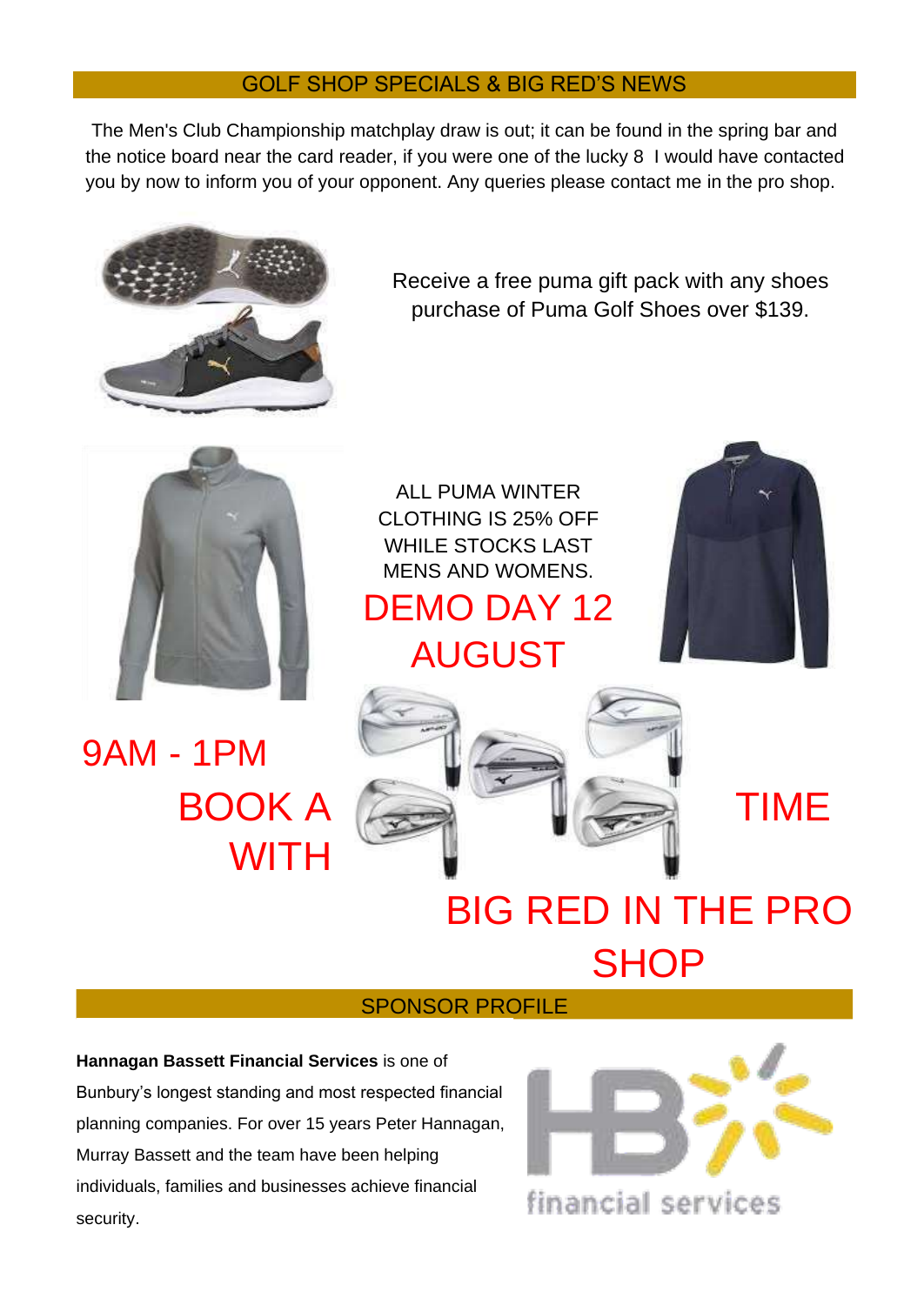## GOLF SHOP SPECIALS & BIG RED'S NEWS

The Men's Club Championship matchplay draw is out; it can be found in the spring bar and the notice board near the card reader, if you were one of the lucky 8 I would have contacted you by now to inform you of your opponent. Any queries please contact me in the pro shop.

Receive a free puma gift pack with any shoes purchase of Puma Golf Shoes over $139.

ALL PUMA WINTER CLOTHING IS 25% OFF WHILE STOCKS LAST MENS AND WOMENS.

DEMO DAY 12 AUGUST

9AM - 1PM

BOOK A TIME WITH BIG RED IN THE PRO SHOP

## SPONSOR PROFILE

**Hannagan Bassett Financial Services** is one of Bunbury's longest standing and most respected financial planning companies. For over 15 years Peter Hannagan, Murray Bassett and the team have been helping individuals, families and businesses achieve financial security.

HB financial services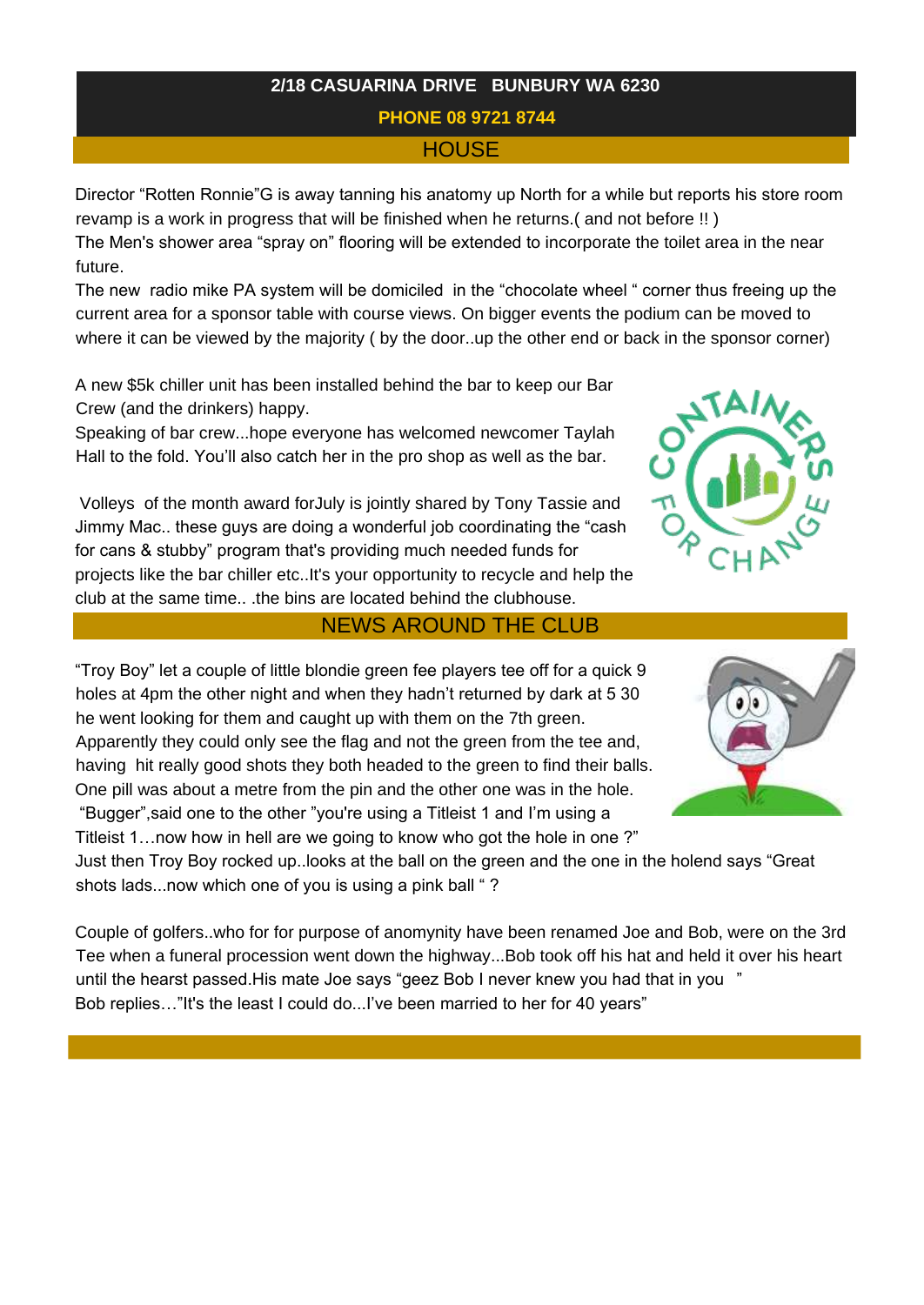**2/18 CASUARINA DRIVE   BUNBURY WA 6230**

**PHONE 08 9721 8744**

## HOUSE

Director “Rotten Ronnie”G is away tanning his anatomy up North for a while but reports his store room revamp is a work in progress that will be finished when he returns.( and not before !! )
The Men's shower area “spray on” flooring will be extended to incorporate the toilet area in the near future.
The new  radio mike PA system will be domiciled  in the “chocolate wheel “ corner thus freeing up the current area for a sponsor table with course views. On bigger events the podium can be moved to where it can be viewed by the majority ( by the door..up the other end or back in the sponsor corner)

A new $5k chiller unit has been installed behind the bar to keep our Bar Crew (and the drinkers) happy.
Speaking of bar crew...hope everyone has welcomed newcomer Taylah Hall to the fold. You’ll also catch her in the pro shop as well as the bar.

Volleys  of the month award forJuly is jointly shared by Tony Tassie and Jimmy Mac.. these guys are doing a wonderful job coordinating the “cash for cans & stubby” program that's providing much needed funds for projects like the bar chiller etc..It's your opportunity to recycle and help the club at the same time.. .the bins are located behind the clubhouse.

## NEWS AROUND THE CLUB

“Troy Boy” let a couple of little blondie green fee players tee off for a quick 9 holes at 4pm the other night and when they hadn’t returned by dark at 5 30 he went looking for them and caught up with them on the 7th green. Apparently they could only see the flag and not the green from the tee and, having  hit really good shots they both headed to the green to find their balls. One pill was about a metre from the pin and the other one was in the hole.
 “Bugger”,said one to the other ”you're using a Titleist 1 and I’m using a Titleist 1…now how in hell are we going to know who got the hole in one ?”
Just then Troy Boy rocked up..looks at the ball on the green and the one in the holend says “Great shots lads...now which one of you is using a pink ball “ ?

Couple of golfers..who for for purpose of anomynity have been renamed Joe and Bob, were on the 3rd Tee when a funeral procession went down the highway...Bob took off his hat and held it over his heart until the hearst passed.His mate Joe says “geez Bob I never knew you had that in you   ”
Bob replies…”It's the least I could do...I’ve been married to her for 40 years”